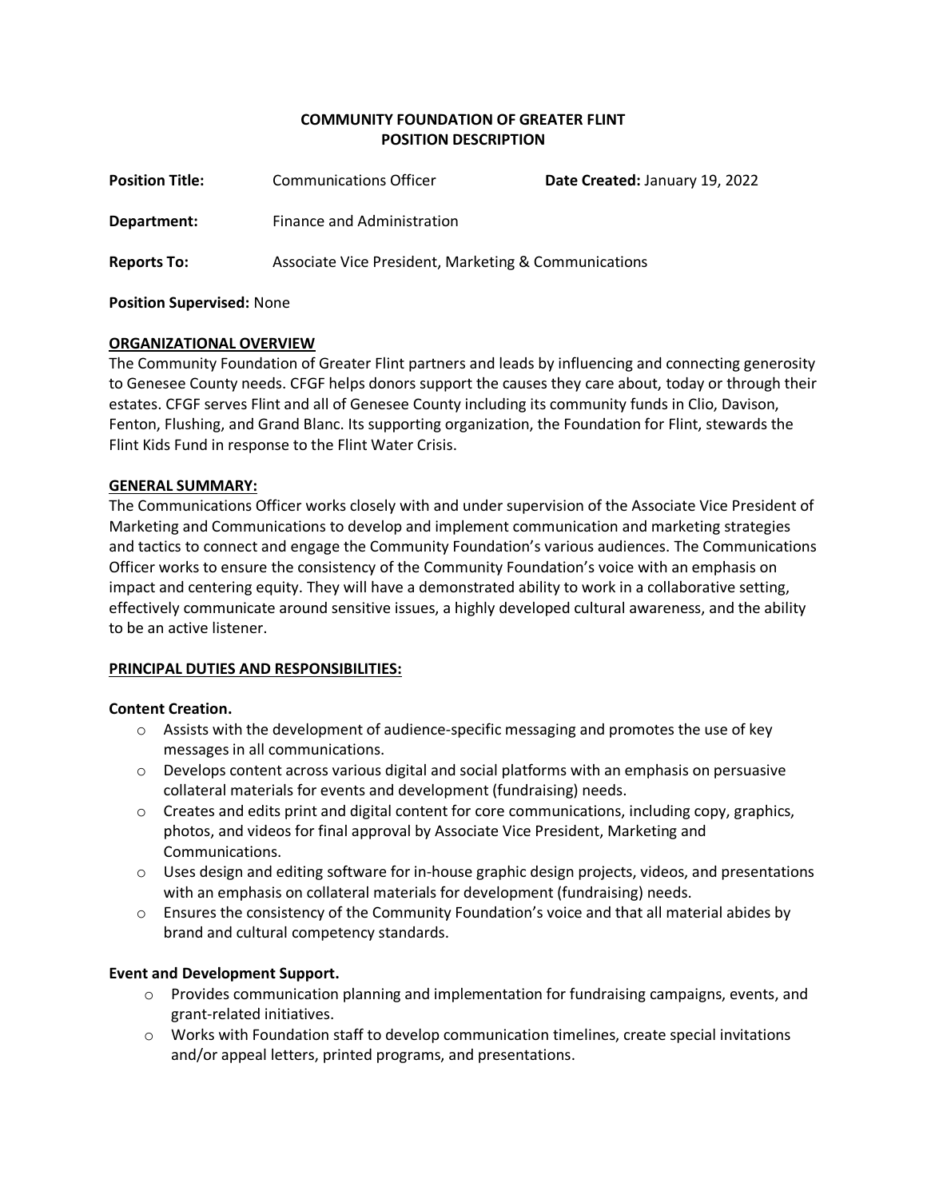**COMMUNITY FOUNDATION OF GREATER FLINT**
**POSITION DESCRIPTION**

**Position Title:** Communications Officer **Date Created:** January 19, 2022

**Department:** Finance and Administration

**Reports To:** Associate Vice President, Marketing & Communications

**Position Supervised:** None

## ORGANIZATIONAL OVERVIEW

The Community Foundation of Greater Flint partners and leads by influencing and connecting generosity to Genesee County needs. CFGF helps donors support the causes they care about, today or through their estates. CFGF serves Flint and all of Genesee County including its community funds in Clio, Davison, Fenton, Flushing, and Grand Blanc. Its supporting organization, the Foundation for Flint, stewards the Flint Kids Fund in response to the Flint Water Crisis.

## GENERAL SUMMARY:

The Communications Officer works closely with and under supervision of the Associate Vice President of Marketing and Communications to develop and implement communication and marketing strategies and tactics to connect and engage the Community Foundation's various audiences. The Communications Officer works to ensure the consistency of the Community Foundation's voice with an emphasis on impact and centering equity. They will have a demonstrated ability to work in a collaborative setting, effectively communicate around sensitive issues, a highly developed cultural awareness, and the ability to be an active listener.

## PRINCIPAL DUTIES AND RESPONSIBILITIES:

### Content Creation.

- Assists with the development of audience-specific messaging and promotes the use of key messages in all communications.
- Develops content across various digital and social platforms with an emphasis on persuasive collateral materials for events and development (fundraising) needs.
- Creates and edits print and digital content for core communications, including copy, graphics, photos, and videos for final approval by Associate Vice President, Marketing and Communications.
- Uses design and editing software for in-house graphic design projects, videos, and presentations with an emphasis on collateral materials for development (fundraising) needs.
- Ensures the consistency of the Community Foundation's voice and that all material abides by brand and cultural competency standards.

### Event and Development Support.

- Provides communication planning and implementation for fundraising campaigns, events, and grant-related initiatives.
- Works with Foundation staff to develop communication timelines, create special invitations and/or appeal letters, printed programs, and presentations.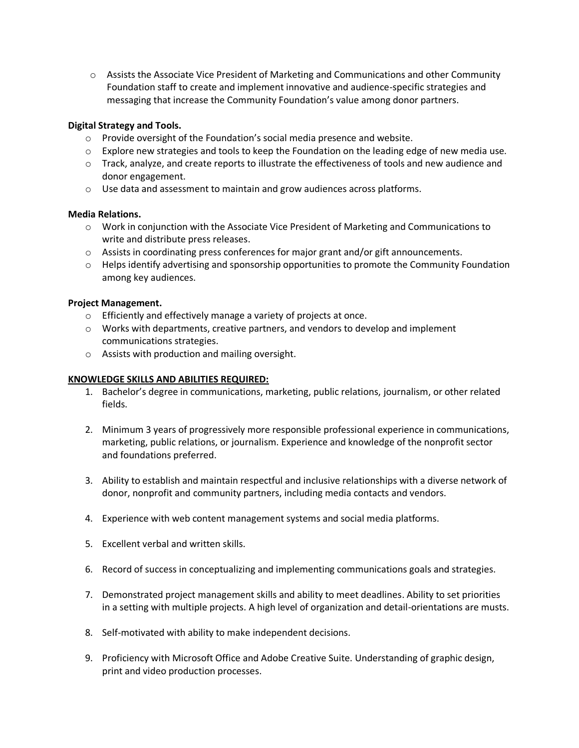- Assists the Associate Vice President of Marketing and Communications and other Community Foundation staff to create and implement innovative and audience-specific strategies and messaging that increase the Community Foundation's value among donor partners.

**Digital Strategy and Tools.**

- Provide oversight of the Foundation's social media presence and website.
- Explore new strategies and tools to keep the Foundation on the leading edge of new media use.
- Track, analyze, and create reports to illustrate the effectiveness of tools and new audience and donor engagement.
- Use data and assessment to maintain and grow audiences across platforms.

**Media Relations.**

- Work in conjunction with the Associate Vice President of Marketing and Communications to write and distribute press releases.
- Assists in coordinating press conferences for major grant and/or gift announcements.
- Helps identify advertising and sponsorship opportunities to promote the Community Foundation among key audiences.

**Project Management.**

- Efficiently and effectively manage a variety of projects at once.
- Works with departments, creative partners, and vendors to develop and implement communications strategies.
- Assists with production and mailing oversight.

**<u>KNOWLEDGE SKILLS AND ABILITIES REQUIRED:</u>**

1. Bachelor's degree in communications, marketing, public relations, journalism, or other related fields.

2. Minimum 3 years of progressively more responsible professional experience in communications, marketing, public relations, or journalism. Experience and knowledge of the nonprofit sector and foundations preferred.

3. Ability to establish and maintain respectful and inclusive relationships with a diverse network of donor, nonprofit and community partners, including media contacts and vendors.

4. Experience with web content management systems and social media platforms.

5. Excellent verbal and written skills.

6. Record of success in conceptualizing and implementing communications goals and strategies.

7. Demonstrated project management skills and ability to meet deadlines. Ability to set priorities in a setting with multiple projects. A high level of organization and detail-orientations are musts.

8. Self-motivated with ability to make independent decisions.

9. Proficiency with Microsoft Office and Adobe Creative Suite. Understanding of graphic design, print and video production processes.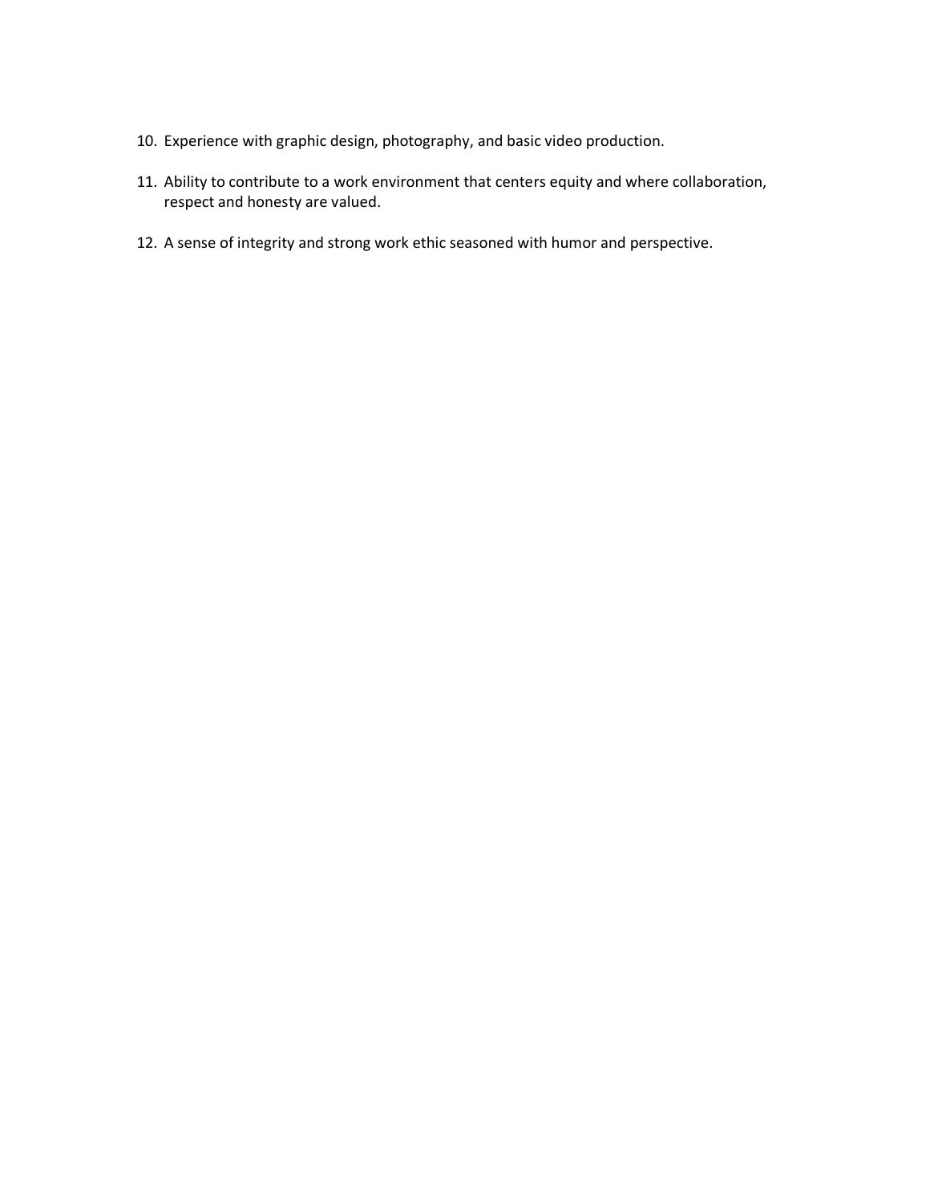10. Experience with graphic design, photography, and basic video production.

11. Ability to contribute to a work environment that centers equity and where collaboration, respect and honesty are valued.

12. A sense of integrity and strong work ethic seasoned with humor and perspective.